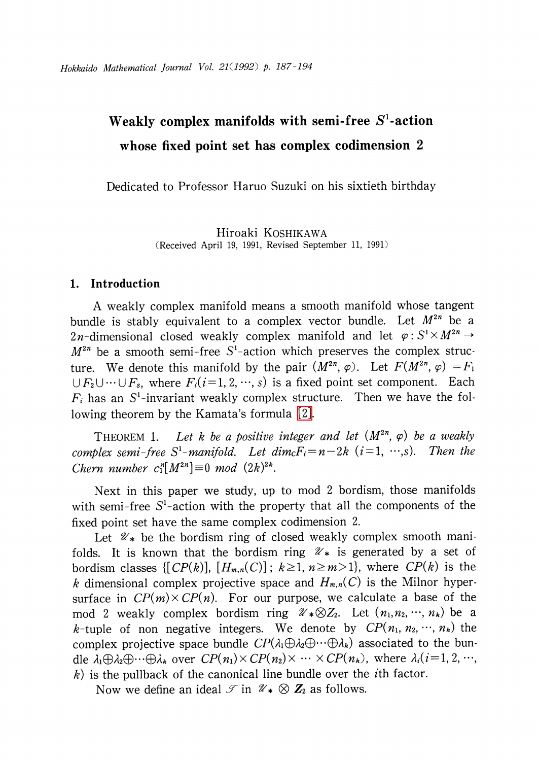# Weakly complex manifolds with semi-free $S^1$-action whose fixed point set has complex codimension 2

Dedicated to Professor Haruo Suzuki on his sixtieth birthday

Hiroaki KOSHIKAWA

(Received April 19, 1991, Revised September 11, 1991)

## 1. Introduction

A weakly complex manifold means a smooth manifold whose tangent bundle is stably equivalent to a complex vector bundle. Let $M^{2n}$ be a $2n$-dimensional closed weakly complex manifold and let $\varphi: S^1 \times M^{2n} \rightarrow M^{2n}$ be a smooth semi-free $S^1$-action which preserves the complex structure. We denote this manifold by the pair $(M^{2n}, \varphi)$. Let $F(M^{2n}, \varphi) = F_1 \cup F_2 \cup \cdots \cup F_s$, where $F_i (i=1, 2, \cdots, s)$ is a fixed point set component. Each $F_i$ has an $S^1$-invariant weakly complex structure. Then we have the following theorem by the Kamata's formula [2].

THEOREM 1. *Let $k$ be a positive integer and let $(M^{2n}, \varphi)$ be a weakly complex semi-free $S^1$-manifold. Let $\dim_C F_i = n-2k$ $(i=1, \cdots, s)$. Then the Chern number $c_1^n[M^{2n}] \equiv 0 \bmod (2k)^{2k}$.*

Next in this paper we study, up to mod 2 bordism, those manifolds with semi-free $S^1$-action with the property that all the components of the fixed point set have the same complex codimension 2.

Let $\mathscr{U}_*$ be the bordism ring of closed weakly complex smooth manifolds. It is known that the bordism ring $\mathscr{U}_*$ is generated by a set of bordism classes $\{[CP(k)], [H_{m,n}(C)]; k \geq 1, n \geq m > 1\}$, where $CP(k)$ is the $k$ dimensional complex projective space and $H_{m,n}(C)$ is the Milnor hypersurface in $CP(m) \times CP(n)$. For our purpose, we calculate a base of the mod 2 weakly complex bordism ring $\mathscr{U}_* \otimes Z_2$. Let $(n_1, n_2, \cdots, n_k)$ be a $k$-tuple of non negative integers. We denote by $CP(n_1, n_2, \cdots, n_k)$ the complex projective space bundle $CP(\lambda_1 \oplus \lambda_2 \oplus \cdots \oplus \lambda_k)$ associated to the bundle $\lambda_1 \oplus \lambda_2 \oplus \cdots \oplus \lambda_k$ over $CP(n_1) \times CP(n_2) \times \cdots \times CP(n_k)$, where $\lambda_i (i=1, 2, \cdots, k)$ is the pullback of the canonical line bundle over the $i$th factor.

Now we define an ideal $\mathscr{T}$ in $\mathscr{U}_* \otimes \boldsymbol{Z}_2$ as follows.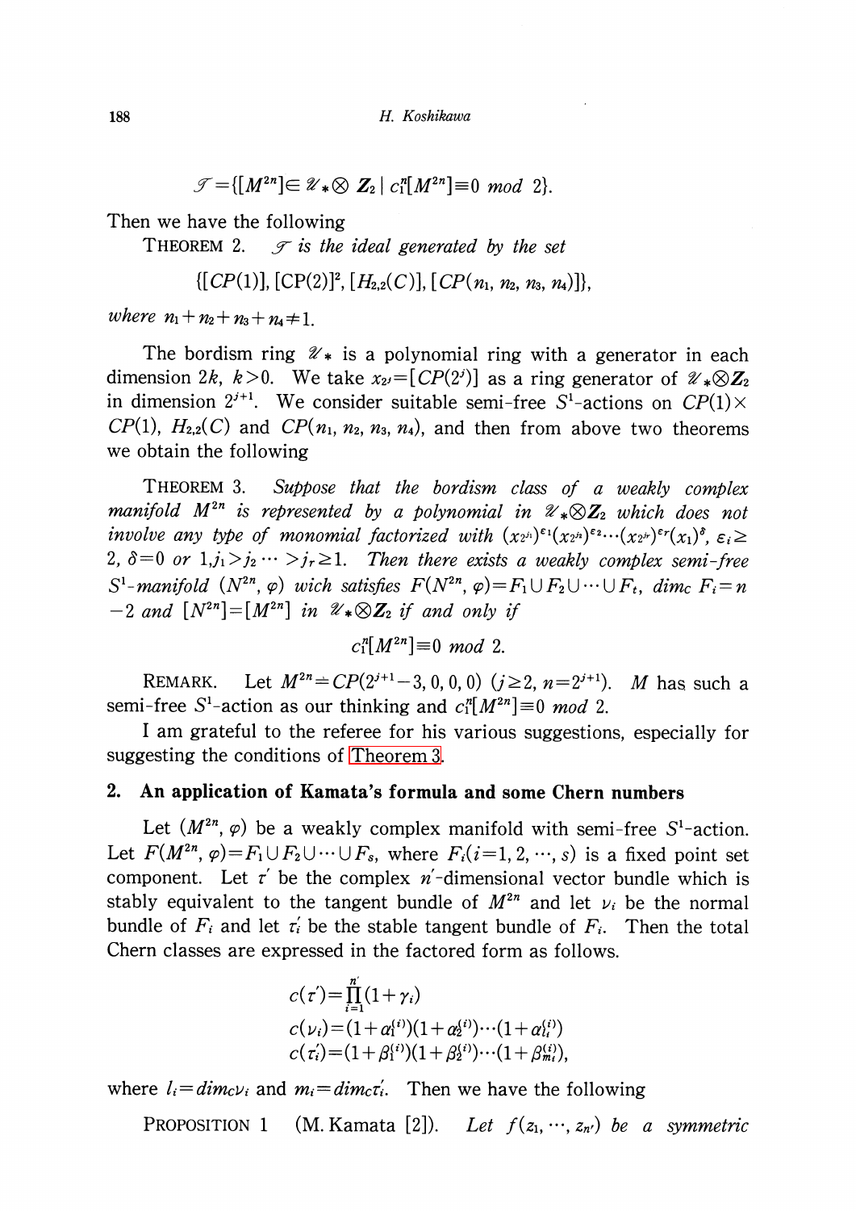$$\mathscr{T}=\{[M^{2n}]\in \mathscr{U}_*\otimes \boldsymbol{Z}_2 \mid c_1^n[M^{2n}]\equiv 0 \ mod\ 2\}.$$

Then we have the following

THEOREM 2. *$\mathscr{T}$ is the ideal generated by the set*

$$\{[CP(1)], [\mathrm{CP}(2)]^2, [H_{2,2}(C)], [CP(n_1, n_2, n_3, n_4)]\},$$

*where* $n_1+n_2+n_3+n_4\neq 1$.

The bordism ring $\mathscr{U}_*$ is a polynomial ring with a generator in each dimension $2k$, $k>0$. We take $x_{2^j}=[CP(2^j)]$ as a ring generator of $\mathscr{U}_*\otimes \boldsymbol{Z}_2$ in dimension $2^{j+1}$. We consider suitable semi-free $S^1$-actions on $CP(1)\times CP(1)$, $H_{2,2}(C)$ and $CP(n_1, n_2, n_3, n_4)$, and then from above two theorems we obtain the following

THEOREM 3. *Suppose that the bordism class of a weakly complex manifold $M^{2n}$ is represented by a polynomial in $\mathscr{U}_*\otimes \boldsymbol{Z}_2$ which does not involve any type of monomial factorized with $(x_{2^{j_1}})^{\varepsilon_1}(x_{2^{j_2}})^{\varepsilon_2}\cdots(x_{2^{j_r}})^{\varepsilon_r}(x_1)^{\delta}$, $\varepsilon_i\geq 2$, $\delta=0$ or $1, j_1>j_2\cdots>j_r\geq 1$. Then there exists a weakly complex semi-free $S^1$-manifold $(N^{2n}, \varphi)$ wich satisfies $F(N^{2n}, \varphi)=F_1\cup F_2\cup\cdots\cup F_t$, $dim_C\, F_i=n-2$ and $[N^{2n}]=[M^{2n}]$ in $\mathscr{U}_*\otimes \boldsymbol{Z}_2$ if and only if*

$$c_1^n[M^{2n}]\equiv 0 \ mod\ 2.$$

REMARK. Let $M^{2n}=CP(2^{j+1}-3, 0, 0, 0)$ $(j\geq 2, n=2^{j+1})$. $M$ has such a semi-free $S^1$-action as our thinking and $c_1^n[M^{2n}]\equiv 0 \ mod\ 2$.

I am grateful to the referee for his various suggestions, especially for suggesting the conditions of Theorem 3.

## 2. An application of Kamata's formula and some Chern numbers

Let $(M^{2n}, \varphi)$ be a weakly complex manifold with semi-free $S^1$-action. Let $F(M^{2n}, \varphi)=F_1\cup F_2\cup\cdots\cup F_s$, where $F_i (i=1, 2, \cdots, s)$ is a fixed point set component. Let $\tau'$ be the complex $n'$-dimensional vector bundle which is stably equivalent to the tangent bundle of $M^{2n}$ and let $\nu_i$ be the normal bundle of $F_i$ and let $\tau_i'$ be the stable tangent bundle of $F_i$. Then the total Chern classes are expressed in the factored form as follows.

$$c(\tau')=\prod_{i=1}^{n'}(1+\gamma_i)$$

$$c(\nu_i)=(1+\alpha_1^{(i)})(1+\alpha_2^{(i)})\cdots(1+\alpha_{l_i}^{(i)})$$

$$c(\tau_i')=(1+\beta_1^{(i)})(1+\beta_2^{(i)})\cdots(1+\beta_{m_i}^{(i)}),$$

where $l_i=dim_C\nu_i$ and $m_i=dim_C\tau_i'$. Then we have the following

PROPOSITION 1 (M. Kamata [2]). *Let $f(z_1, \cdots, z_{n'})$ be a symmetric*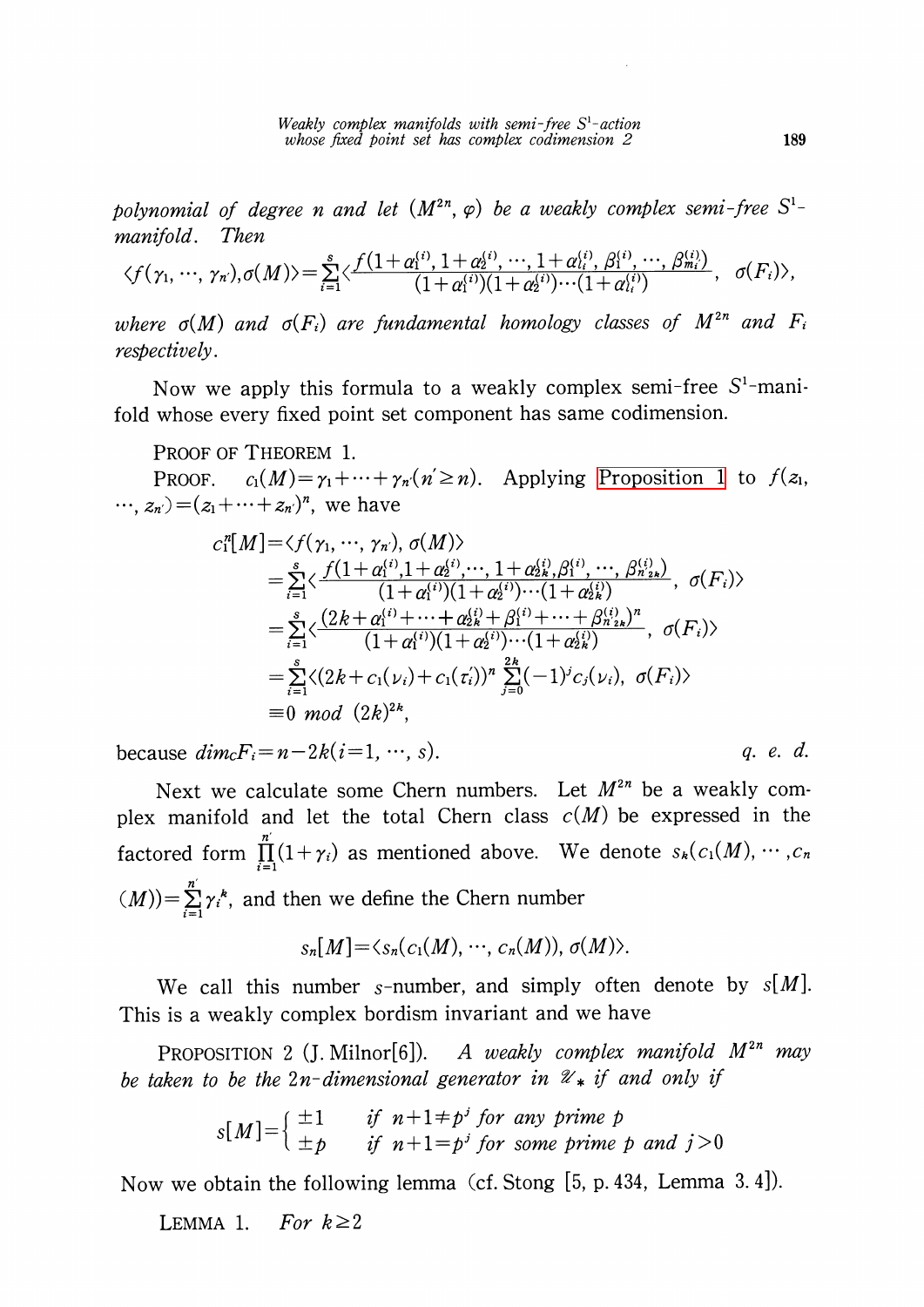*polynomial of degree $n$ and let $(M^{2n}, \varphi)$ be a weakly complex semi-free $S^1$-manifold. Then*

$$\langle f(\gamma_1, \cdots, \gamma_{n'}), \sigma(M)\rangle = \sum_{i=1}^{s} \left\langle \frac{f(1+\alpha_1^{(i)}, 1+\alpha_2^{(i)}, \cdots, 1+\alpha_{l_i}^{(i)}, \beta_1^{(i)}, \cdots, \beta_{m_i}^{(i)})}{(1+\alpha_1^{(i)})(1+\alpha_2^{(i)})\cdots(1+\alpha_{l_i}^{(i)})}, \ \sigma(F_i)\right\rangle,$$

*where $\sigma(M)$ and $\sigma(F_i)$ are fundamental homology classes of $M^{2n}$ and $F_i$ respectively.*

Now we apply this formula to a weakly complex semi-free $S^1$-manifold whose every fixed point set component has same codimension.

PROOF OF THEOREM 1.

PROOF. $c_1(M) = \gamma_1 + \cdots + \gamma_{n'} (n' \geq n)$. Applying Proposition 1 to $f(z_1, \cdots, z_{n'}) = (z_1 + \cdots + z_{n'})^n$, we have

$$\begin{aligned}
c_1^n[M] &= \langle f(\gamma_1, \cdots, \gamma_{n'}), \sigma(M)\rangle \\
&= \sum_{i=1}^{s} \left\langle \frac{f(1+\alpha_1^{(i)}, 1+\alpha_2^{(i)}, \cdots, 1+\alpha_{2k}^{(i)}, \beta_1^{(i)}, \cdots, \beta_{n'2k}^{(i)})}{(1+\alpha_1^{(i)})(1+\alpha_2^{(i)})\cdots(1+\alpha_{2k}^{(i)})}, \ \sigma(F_i)\right\rangle \\
&= \sum_{i=1}^{s} \left\langle \frac{(2k+\alpha_1^{(i)} + \cdots + \alpha_{2k}^{(i)} + \beta_1^{(i)} + \cdots + \beta_{n'2k}^{(i)})^n}{(1+\alpha_1^{(i)})(1+\alpha_2^{(i)})\cdots(1+\alpha_{2k}^{(i)})}, \ \sigma(F_i)\right\rangle \\
&= \sum_{i=1}^{s} \langle (2k + c_1(\nu_i) + c_1(\tau_i'))^n \sum_{j=0}^{2k} (-1)^j c_j(\nu_i), \ \sigma(F_i)\rangle \\
&\equiv 0 \ mod \ (2k)^{2k},
\end{aligned}$$

because $dim_{\mathbf{C}} F_i = n - 2k (i = 1, \cdots, s)$. q. e. d.

Next we calculate some Chern numbers. Let $M^{2n}$ be a weakly complex manifold and let the total Chern class $c(M)$ be expressed in the factored form $\prod_{i=1}^{n'}(1+\gamma_i)$ as mentioned above. We denote $s_k(c_1(M), \cdots, c_n(M)) = \sum_{i=1}^{n'} \gamma_i^k$, and then we define the Chern number

$$s_n[M] = \langle s_n(c_1(M), \cdots, c_n(M)), \sigma(M)\rangle.$$

We call this number $s$-number, and simply often denote by $s[M]$. This is a weakly complex bordism invariant and we have

PROPOSITION 2 (J. Milnor[6]). *A weakly complex manifold $M^{2n}$ may be taken to be the $2n$-dimensional generator in $\mathscr{U}_*$ if and only if*

$$s[M] = \begin{cases} \pm 1 & \text{if } n+1 \neq p^j \text{ for any prime } p \\ \pm p & \text{if } n+1 = p^j \text{ for some prime } p \text{ and } j > 0 \end{cases}$$

Now we obtain the following lemma (cf. Stong [5, p. 434, Lemma 3.4]).

LEMMA 1. *For $k \geq 2$*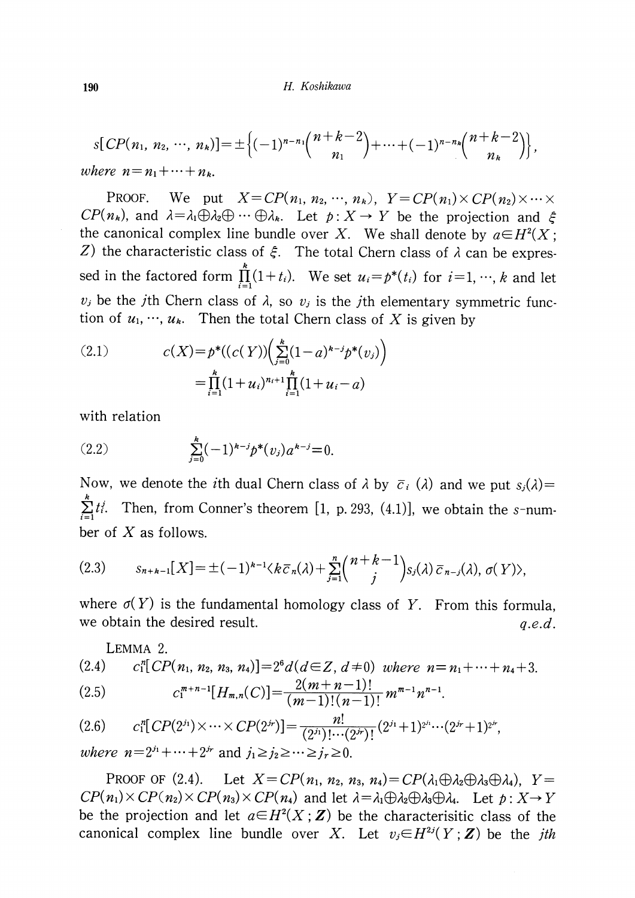$$s[CP(n_1, n_2, \cdots, n_k)] = \pm\left\{(-1)^{n-n_1}\binom{n+k-2}{n_1} + \cdots + (-1)^{n-n_k}\binom{n+k-2}{n_k}\right\},$$

*where* $n = n_1 + \cdots + n_k$.

PROOF. We put $X = CP(n_1, n_2, \cdots, n_k)$, $Y = CP(n_1) \times CP(n_2) \times \cdots \times CP(n_k)$, and $\lambda = \lambda_1 \oplus \lambda_2 \oplus \cdots \oplus \lambda_k$. Let $p: X \to Y$ be the projection and $\xi$ the canonical complex line bundle over $X$. We shall denote by $a \in H^2(X; Z)$ the characteristic class of $\xi$. The total Chern class of $\lambda$ can be expressed in the factored form $\prod_{i=1}^{k}(1+t_i)$. We set $u_i = p^*(t_i)$ for $i = 1, \cdots, k$ and let $v_j$ be the $j$th Chern class of $\lambda$, so $v_j$ is the $j$th elementary symmetric function of $u_1, \cdots, u_k$. Then the total Chern class of $X$ is given by

$$\begin{aligned}(2.1) \qquad c(X) &= p^*((c(Y))\left(\sum_{j=0}^{k}(1-a)^{k-j} p^*(v_j)\right) \\ &= \prod_{i=1}^{k}(1+u_i)^{n_i+1} \prod_{i=1}^{k}(1+u_i-a)\end{aligned}$$

with relation

$$(2.2) \qquad \sum_{j=0}^{k}(-1)^{k-j} p^*(v_j) a^{k-j} = 0.$$

Now, we denote the $i$th dual Chern class of $\lambda$ by $\bar{c}_i\,(\lambda)$ and we put $s_j(\lambda) = \sum_{i=1}^{k} t_i^j$. Then, from Conner's theorem [1, p. 293, (4.1)], we obtain the $s$-number of $X$ as follows.

$$(2.3) \qquad s_{n+k-1}[X] = \pm(-1)^{k-1}\langle k\bar{c}_n(\lambda) + \sum_{j=1}^{n}\binom{n+k-1}{j} s_j(\lambda)\,\bar{c}_{n-j}(\lambda),\ \sigma(Y)\rangle,$$

where $\sigma(Y)$ is the fundamental homology class of $Y$. From this formula, we obtain the desired result. *q.e.d.*

LEMMA 2.

$$(2.4) \qquad c_1^n[CP(n_1, n_2, n_3, n_4)] = 2^6 d \,(d \in Z,\ d \neq 0) \text{ where } n = n_1 + \cdots + n_4 + 3.$$

$$(2.5) \qquad c_1^{m+n-1}[H_{m,n}(C)] = \frac{2(m+n-1)!}{(m-1)!(n-1)!} m^{m-1} n^{n-1}.$$

$$(2.6) \qquad c_1^n[CP(2^{j_1}) \times \cdots \times CP(2^{j_r})] = \frac{n!}{(2^{j_1})! \cdots (2^{j_r})!}(2^{j_1}+1)^{2^{j_1}} \cdots (2^{j_r}+1)^{2^{j_r}},$$

*where* $n = 2^{j_1} + \cdots + 2^{j_r}$ and $j_1 \geq j_2 \geq \cdots \geq j_r \geq 0$.

PROOF OF (2.4). Let $X = CP(n_1, n_2, n_3, n_4) = CP(\lambda_1 \oplus \lambda_2 \oplus \lambda_3 \oplus \lambda_4)$, $Y = CP(n_1) \times CP(n_2) \times CP(n_3) \times CP(n_4)$ and let $\lambda = \lambda_1 \oplus \lambda_2 \oplus \lambda_3 \oplus \lambda_4$. Let $p: X \to Y$ be the projection and let $a \in H^2(X; \boldsymbol{Z})$ be the characterisitic class of the canonical complex line bundle over $X$. Let $v_j \in H^{2j}(Y; \boldsymbol{Z})$ be the $j$th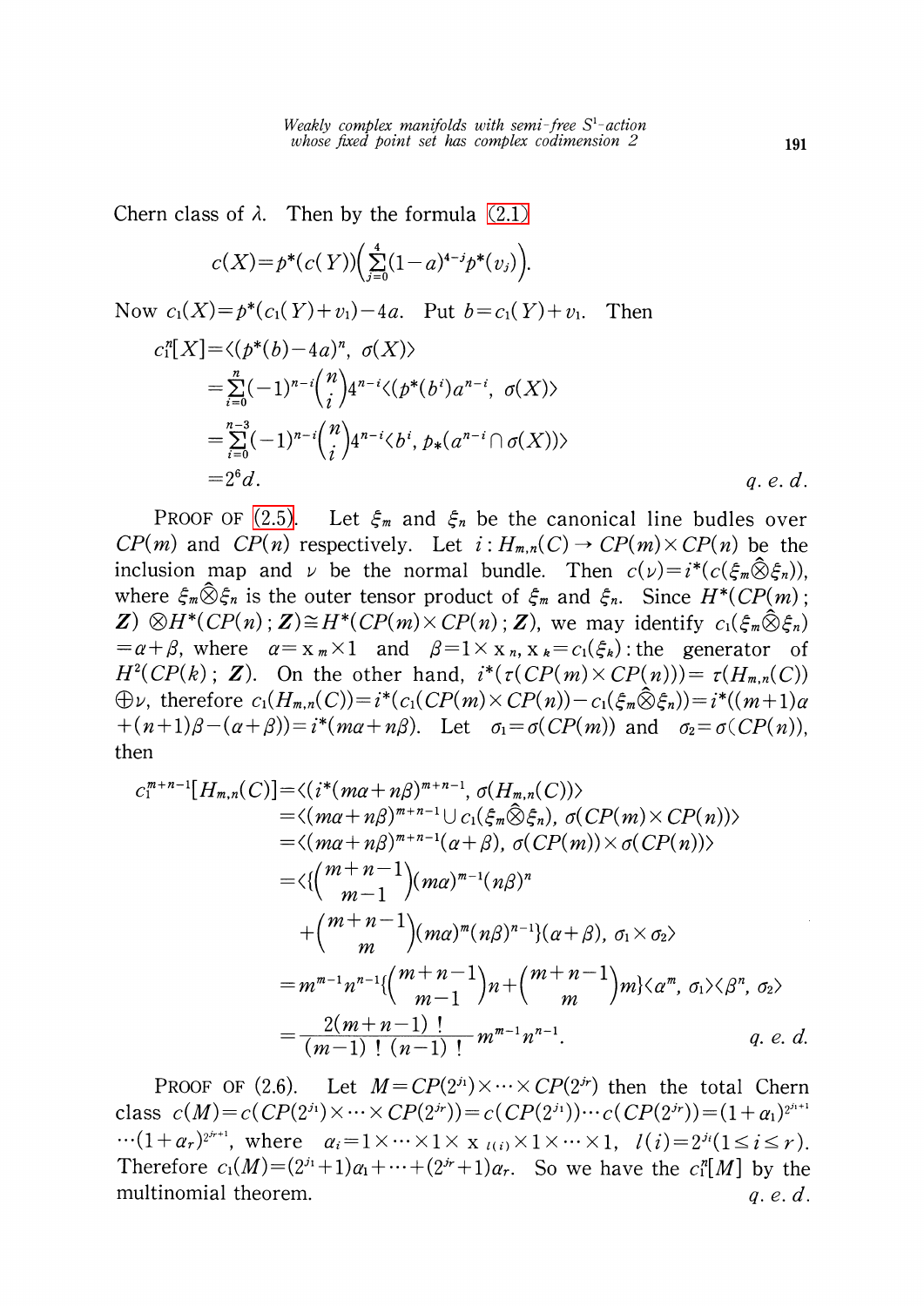Chern class of $\lambda$. Then by the formula (2.1)

$$c(X)=p^*(c(Y))\Big(\sum_{j=0}^{4}(1-a)^{4-j}p^*(v_j)\Big).$$

Now $c_1(X)=p^*(c_1(Y)+v_1)-4a$. Put $b=c_1(Y)+v_1$. Then

$$\begin{aligned}
c_1^n[X]&=\langle (p^*(b)-4a)^n,\ \sigma(X)\rangle \\
&=\sum_{i=0}^{n}(-1)^{n-i}\binom{n}{i}4^{n-i}\langle (p^*(b^i)a^{n-i},\ \sigma(X)\rangle \\
&=\sum_{i=0}^{n-3}(-1)^{n-i}\binom{n}{i}4^{n-i}\langle b^i,\ p_*(a^{n-i}\cap\sigma(X))\rangle \\
&=2^6 d.
\end{aligned}$$

*q. e. d.*

PROOF OF (2.5). Let $\xi_m$ and $\xi_n$ be the canonical line budles over $CP(m)$ and $CP(n)$ respectively. Let $i: H_{m,n}(C)\to CP(m)\times CP(n)$ be the inclusion map and $\nu$ be the normal bundle. Then $c(\nu)=i^*(c(\xi_m\hat{\otimes}\xi_n))$, where $\xi_m\hat{\otimes}\xi_n$ is the outer tensor product of $\xi_m$ and $\xi_n$. Since $H^*(CP(m);\boldsymbol{Z})\otimes H^*(CP(n);\boldsymbol{Z})\cong H^*(CP(m)\times CP(n);\boldsymbol{Z})$, we may identify $c_1(\xi_m\hat{\otimes}\xi_n)=\alpha+\beta$, where $\alpha=x_m\times 1$ and $\beta=1\times x_n$, $x_k=c_1(\xi_k)$: the generator of $H^2(CP(k);\boldsymbol{Z})$. On the other hand, $i^*(\tau(CP(m)\times CP(n)))=\tau(H_{m,n}(C))\oplus\nu$, therefore $c_1(H_{m,n}(C))=i^*(c_1(CP(m)\times CP(n))-c_1(\xi_m\hat{\otimes}\xi_n))=i^*((m+1)\alpha+(n+1)\beta-(\alpha+\beta))=i^*(m\alpha+n\beta)$. Let $\sigma_1=\sigma(CP(m))$ and $\sigma_2=\sigma(CP(n))$, then

$$\begin{aligned}
c_1^{m+n-1}[H_{m,n}(C)]&=\langle (i^*(m\alpha+n\beta)^{m+n-1},\ \sigma(H_{m,n}(C))\rangle \\
&=\langle (m\alpha+n\beta)^{m+n-1}\cup c_1(\xi_m\hat{\otimes}\xi_n),\ \sigma(CP(m)\times CP(n))\rangle \\
&=\langle (m\alpha+n\beta)^{m+n-1}(\alpha+\beta),\ \sigma(CP(m))\times\sigma(CP(n))\rangle \\
&=\langle\{\binom{m+n-1}{m-1}(m\alpha)^{m-1}(n\beta)^n \\
&\quad+\binom{m+n-1}{m}(m\alpha)^m(n\beta)^{n-1}\}(\alpha+\beta),\ \sigma_1\times\sigma_2\rangle \\
&=m^{m-1}n^{n-1}\{\binom{m+n-1}{m-1}n+\binom{m+n-1}{m}m\}\langle\alpha^m,\ \sigma_1\rangle\langle\beta^n,\ \sigma_2\rangle \\
&=\frac{2(m+n-1)\,!}{(m-1)\,!\,(n-1)\,!}m^{m-1}n^{n-1}.
\end{aligned}$$

*q. e. d.*

PROOF OF (2.6). Let $M=CP(2^{j_1})\times\cdots\times CP(2^{j_r})$ then the total Chern class $c(M)=c(CP(2^{j_1})\times\cdots\times CP(2^{j_r}))=c(CP(2^{j_1}))\cdots c(CP(2^{j_r}))=(1+\alpha_1)^{2^{j_1}+1}\cdots(1+\alpha_r)^{2^{j_r}+1}$, where $\alpha_i=1\times\cdots\times 1\times x_{l(i)}\times 1\times\cdots\times 1$, $l(i)=2^{j_i}(1\le i\le r)$. Therefore $c_1(M)=(2^{j_1}+1)\alpha_1+\cdots+(2^{j_r}+1)\alpha_r$. So we have the $c_1^n[M]$ by the multinomial theorem.

*q. e. d.*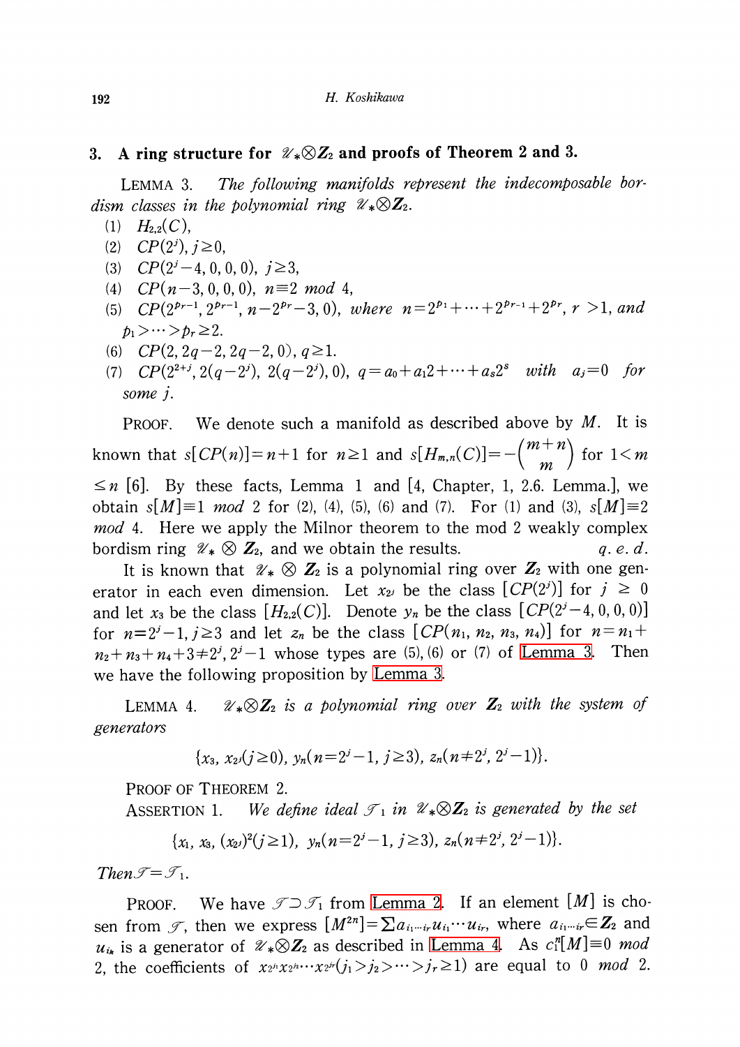## 3. A ring structure for $\mathscr{U}_*\otimes Z_2$ and proofs of Theorem 2 and 3.

LEMMA 3. *The following manifolds represent the indecomposable bordism classes in the polynomial ring* $\mathscr{U}_*\otimes Z_2$.

(1) $H_{2,2}(C)$,

(2) $CP(2^j), j\geq 0$,

(3) $CP(2^j-4, 0, 0, 0),\ j\geq 3$,

(4) $CP(n-3, 0, 0, 0),\ n\equiv 2 \bmod 4$,

(5) $CP(2^{p_{r-1}}, 2^{p_{r-1}}, n-2^{p_r}-3, 0)$, *where* $n=2^{p_1}+\cdots+2^{p_{r-1}}+2^{p_r}$, $r>1$, *and* $p_1>\cdots>p_r\geq 2$.

(6) $CP(2, 2q-2, 2q-2, 0),\ q\geq 1$.

(7) $CP(2^{2+j}, 2(q-2^j), 2(q-2^j), 0)$, $q=a_0+a_1 2+\cdots+a_s 2^s$ *with* $a_j=0$ *for some* $j$.

PROOF. We denote such a manifold as described above by $M$. It is known that $s[CP(n)]=n+1$ for $n\geq 1$ and $s[H_{m,n}(C)]=-\binom{m+n}{m}$ for $1<m\leq n$ [6]. By these facts, Lemma 1 and [4, Chapter, 1, 2.6. Lemma.], we obtain $s[M]\equiv 1 \bmod 2$ for (2), (4), (5), (6) and (7). For (1) and (3), $s[M]\equiv 2 \bmod 4$. Here we apply the Milnor theorem to the mod 2 weakly complex bordism ring $\mathscr{U}_*\otimes Z_2$, and we obtain the results. *q. e. d.*

It is known that $\mathscr{U}_*\otimes Z_2$ is a polynomial ring over $Z_2$ with one generator in each even dimension. Let $x_{2^j}$ be the class $[CP(2^j)]$ for $j\geq 0$ and let $x_3$ be the class $[H_{2,2}(C)]$. Denote $y_n$ be the class $[CP(2^j-4, 0, 0, 0)]$ for $n=2^j-1, j\geq 3$ and let $z_n$ be the class $[CP(n_1, n_2, n_3, n_4)]$ for $n=n_1+n_2+n_3+n_4+3\neq 2^j, 2^j-1$ whose types are (5), (6) or (7) of Lemma 3. Then we have the following proposition by Lemma 3.

LEMMA 4. $\mathscr{U}_*\otimes Z_2$ *is a polynomial ring over* $Z_2$ *with the system of generators*

$$\{x_3,\ x_{2^j}(j\geq 0),\ y_n(n=2^j-1,\ j\geq 3),\ z_n(n\neq 2^j,\ 2^j-1)\}.$$

PROOF OF THEOREM 2.

ASSERTION 1. *We define ideal* $\mathscr{T}_1$ *in* $\mathscr{U}_*\otimes Z_2$ *is generated by the set*

$$\{x_1,\ x_3,\ (x_{2^j})^2(j\geq 1),\ y_n(n=2^j-1,\ j\geq 3),\ z_n(n\neq 2^j,\ 2^j-1)\}.$$

*Then* $\mathscr{T}=\mathscr{T}_1$.

PROOF. We have $\mathscr{T}\supset\mathscr{T}_1$ from Lemma 2. If an element $[M]$ is chosen from $\mathscr{T}$, then we express $[M^{2n}]=\sum a_{i_1\cdots i_r}u_{i_1}\cdots u_{i_r}$, where $a_{i_1\cdots i_r}\in Z_2$ and $u_{i_k}$ is a generator of $\mathscr{U}_*\otimes Z_2$ as described in Lemma 4. As $c_1^n[M]\equiv 0 \bmod 2$, the coefficients of $x_{2^{j_1}}x_{2^{j_2}}\cdots x_{2^{j_r}}(j_1>j_2>\cdots>j_r\geq 1)$ are equal to $0 \bmod 2$.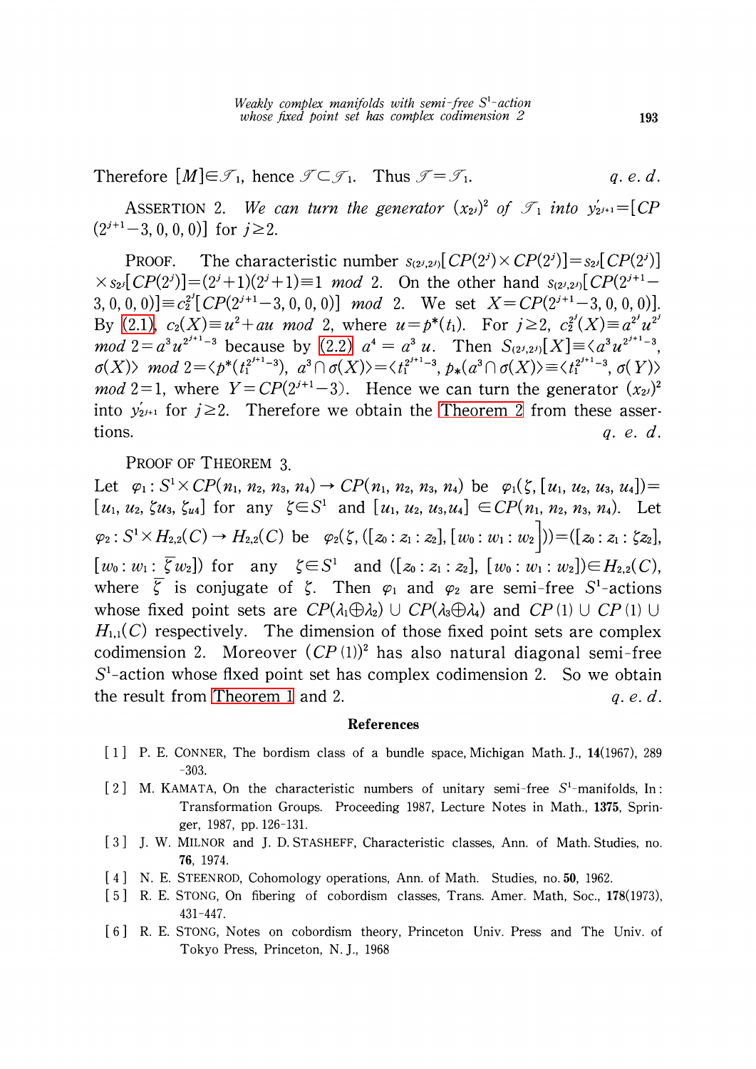Therefore $[M]\in\mathscr{T}_1$, hence $\mathscr{T}\subset\mathscr{T}_1$. Thus $\mathscr{T}=\mathscr{T}_1$. *q. e. d.*

ASSERTION 2. *We can turn the generator* $(x_{2^j})^2$ *of* $\mathscr{T}_1$ *into* $y'_{2^{j+1}}=[CP(2^{j+1}-3, 0, 0, 0)]$ for $j\geq 2$.

PROOF. The characteristic number $s_{(2^j,2^j)}[CP(2^j)\times CP(2^j)]=s_{2^j}[CP(2^j)]\times s_{2^j}[CP(2^j)]=(2^j+1)(2^j+1)\equiv 1$ *mod* 2. On the other hand $s_{(2^j,2^j)}[CP(2^{j+1}-3, 0, 0, 0)]\equiv c_2^{2^j}[CP(2^{j+1}-3, 0, 0, 0)]$ *mod* 2. We set $X=CP(2^{j+1}-3, 0, 0, 0)$]. By (2.1), $c_2(X)\equiv u^2+au$ *mod* 2, where $u=p^*(t_1)$. For $j\geq 2$, $c_2^{2^j}(X)\equiv a^{2^j}u^{2^j}$ *mod* $2=a^3u^{2^{j+1}-3}$ because by (2.2) $a^4=a^3u$. Then $S_{(2^j,2^j)}[X]\equiv\langle a^3u^{2^{j+1}-3}, \sigma(X)\rangle$ *mod* $2=\langle p^*(t_1^{2^{j+1}-3}), a^3\cap\sigma(X)\rangle=\langle t_1^{2^{j+1}-3}, p_*(a^3\cap\sigma(X)\rangle\equiv\langle t_1^{2^{j+1}-3}, \sigma(Y)\rangle$ *mod* $2=1$, where $Y=CP(2^{j+1}-3)$. Hence we can turn the generator $(x_{2^j})^2$ into $y'_{2^{j+1}}$ for $j\geq 2$. Therefore we obtain the Theorem 2 from these assertions. *q. e. d.*

PROOF OF THEOREM 3.
Let $\varphi_1: S^1\times CP(n_1, n_2, n_3, n_4)\to CP(n_1, n_2, n_3, n_4)$ be $\varphi_1(\zeta, [u_1, u_2, u_3, u_4])=[u_1, u_2, \zeta u_3, \zeta_{u4}]$ for any $\zeta\in S^1$ and $[u_1, u_2, u_3, u_4]\in CP(n_1, n_2, n_3, n_4)$. Let $\varphi_2: S^1\times H_{2,2}(C)\to H_{2,2}(C)$ be $\varphi_2(\zeta, ([z_0:z_1:z_2], [w_0:w_1:w_2]))=([z_0:z_1:\zeta z_2], [w_0:w_1:\bar{\zeta}w_2])$ for any $\zeta\in S^1$ and $([z_0:z_1:z_2], [w_0:w_1:w_2])\in H_{2,2}(C)$, where $\bar{\zeta}$ is conjugate of $\zeta$. Then $\varphi_1$ and $\varphi_2$ are semi-free $S^1$-actions whose fixed point sets are $CP(\lambda_1\oplus\lambda_2)\cup CP(\lambda_3\oplus\lambda_4)$ and $CP(1)\cup CP(1)\cup H_{1,1}(C)$ respectively. The dimension of those fixed point sets are complex codimension 2. Moreover $(CP(1))^2$ has also natural diagonal semi-free $S^1$-action whose fixed point set has complex codimension 2. So we obtain the result from Theorem 1 and 2. *q. e. d.*

## References

[1] P. E. CONNER, The bordism class of a bundle space, Michigan Math. J., **14**(1967), 289-303.

[2] M. KAMATA, On the characteristic numbers of unitary semi-free $S^1$-manifolds, In: Transformation Groups. Proceeding 1987, Lecture Notes in Math., **1375**, Springer, 1987, pp. 126-131.

[3] J. W. MILNOR and J. D. STASHEFF, Characteristic classes, Ann. of Math. Studies, no. **76**, 1974.

[4] N. E. STEENROD, Cohomology operations, Ann. of Math. Studies, no. **50**, 1962.

[5] R. E. STONG, On fibering of cobordism classes, Trans. Amer. Math, Soc., **178**(1973), 431-447.

[6] R. E. STONG, Notes on cobordism theory, Princeton Univ. Press and The Univ. of Tokyo Press, Princeton, N. J., 1968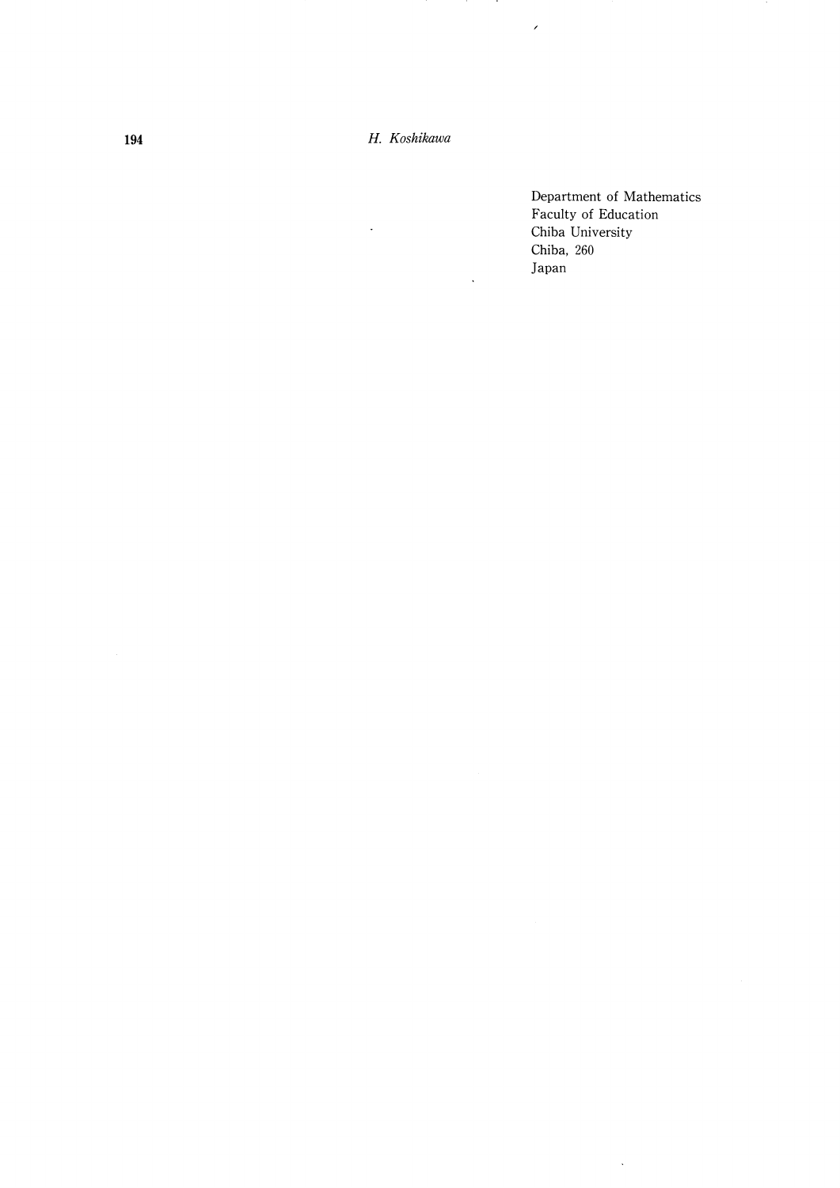Department of Mathematics
Faculty of Education
Chiba University
Chiba, 260
Japan